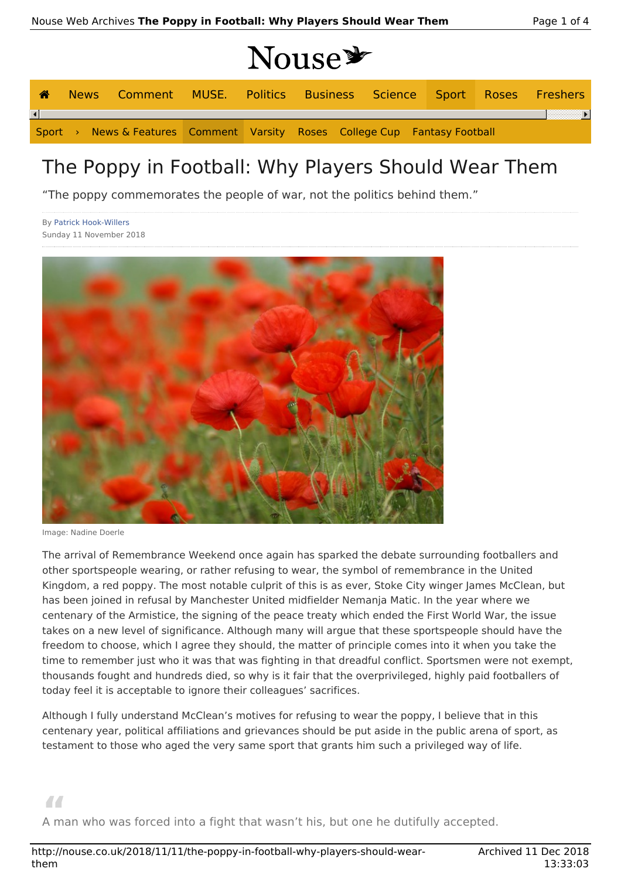# The Poppy in Football: Why Players Should Wear Them

"The poppy commemorates the people of war, not the politics behind them."

By Patrick Hook-Willers
Sunday 11 November 2018

Image: Nadine Doerle

The arrival of Remembrance Weekend once again has sparked the debate surrounding footballers and other sportspeople wearing, or rather refusing to wear, the symbol of remembrance in the United Kingdom, a red poppy. The most notable culprit of this is as ever, Stoke City winger James McClean, but has been joined in refusal by Manchester United midfielder Nemanja Matic. In the year where we centenary of the Armistice, the signing of the peace treaty which ended the First World War, the issue takes on a new level of significance. Although many will argue that these sportspeople should have the freedom to choose, which I agree they should, the matter of principle comes into it when you take the time to remember just who it was that was fighting in that dreadful conflict. Sportsmen were not exempt, thousands fought and hundreds died, so why is it fair that the overprivileged, highly paid footballers of today feel it is acceptable to ignore their colleagues' sacrifices.

Although I fully understand McClean's motives for refusing to wear the poppy, I believe that in this centenary year, political affiliations and grievances should be put aside in the public arena of sport, as testament to those who aged the very same sport that grants him such a privileged way of life.

> A man who was forced into a fight that wasn't his, but one he dutifully accepted.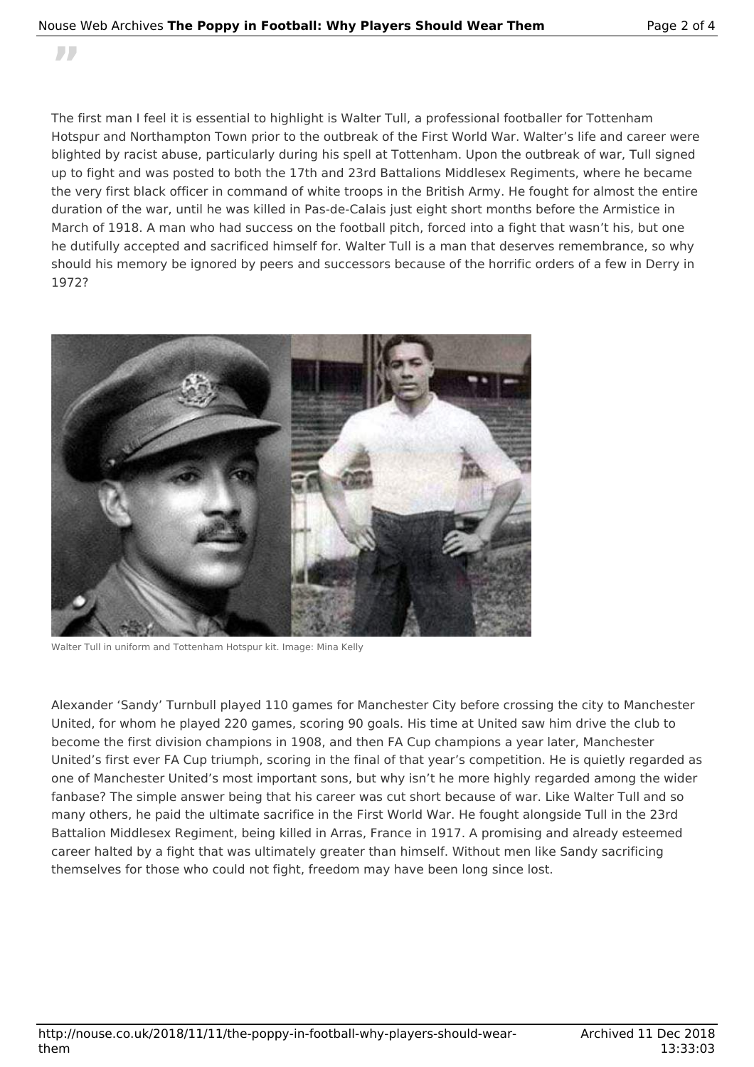The first man I feel it is essential to highlight is Walter Tull, a professional footballer for Tottenham Hotspur and Northampton Town prior to the outbreak of the First World War. Walter's life and career were blighted by racist abuse, particularly during his spell at Tottenham. Upon the outbreak of war, Tull signed up to fight and was posted to both the 17th and 23rd Battalions Middlesex Regiments, where he became the very first black officer in command of white troops in the British Army. He fought for almost the entire duration of the war, until he was killed in Pas-de-Calais just eight short months before the Armistice in March of 1918. A man who had success on the football pitch, forced into a fight that wasn't his, but one he dutifully accepted and sacrificed himself for. Walter Tull is a man that deserves remembrance, so why should his memory be ignored by peers and successors because of the horrific orders of a few in Derry in 1972?

Walter Tull in uniform and Tottenham Hotspur kit. Image: Mina Kelly

Alexander 'Sandy' Turnbull played 110 games for Manchester City before crossing the city to Manchester United, for whom he played 220 games, scoring 90 goals. His time at United saw him drive the club to become the first division champions in 1908, and then FA Cup champions a year later, Manchester United's first ever FA Cup triumph, scoring in the final of that year's competition. He is quietly regarded as one of Manchester United's most important sons, but why isn't he more highly regarded among the wider fanbase? The simple answer being that his career was cut short because of war. Like Walter Tull and so many others, he paid the ultimate sacrifice in the First World War. He fought alongside Tull in the 23rd Battalion Middlesex Regiment, being killed in Arras, France in 1917. A promising and already esteemed career halted by a fight that was ultimately greater than himself. Without men like Sandy sacrificing themselves for those who could not fight, freedom may have been long since lost.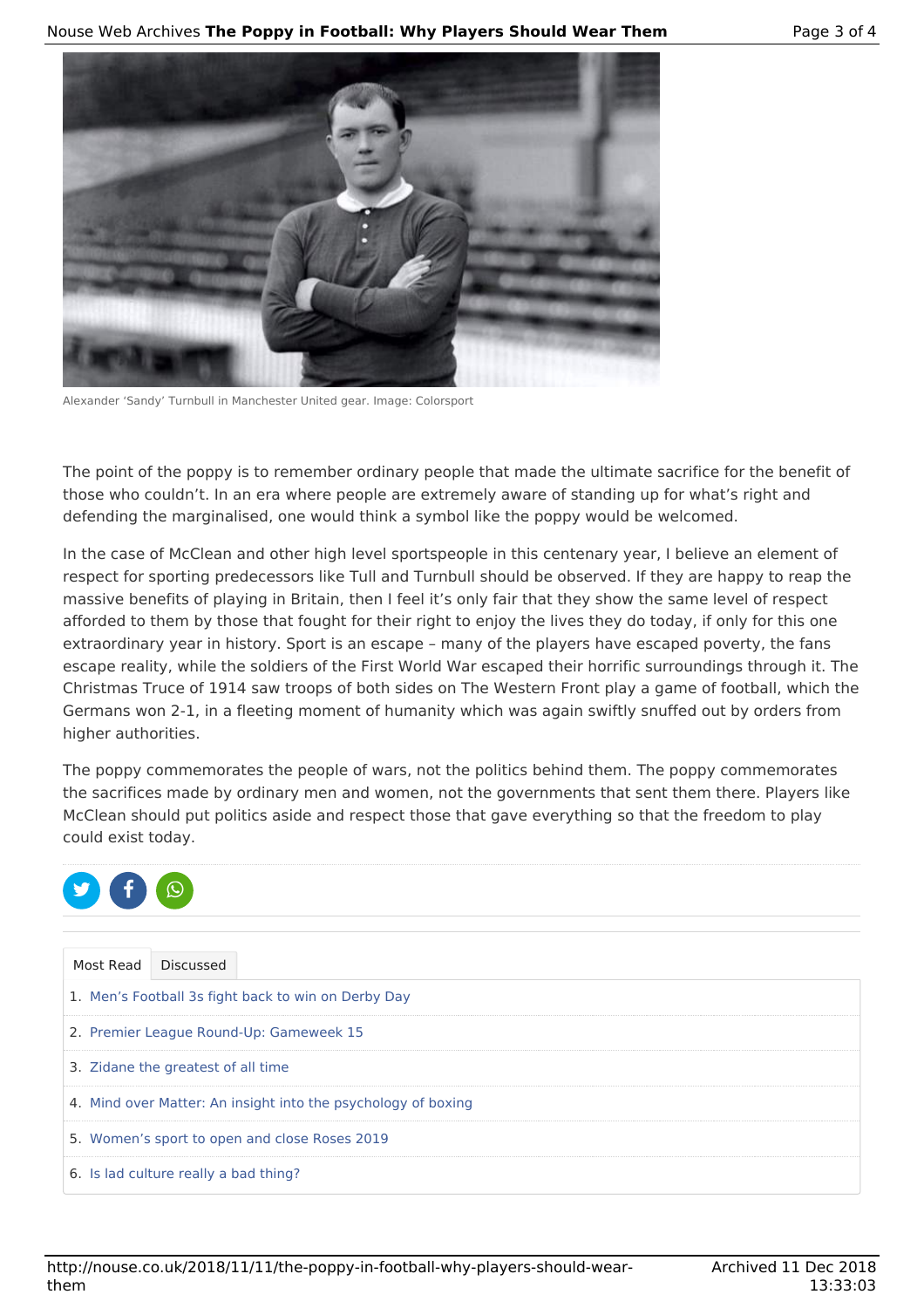Alexander 'Sandy' Turnbull in Manchester United gear. Image: Colorsport

The point of the poppy is to remember ordinary people that made the ultimate sacrifice for the benefit of those who couldn't. In an era where people are extremely aware of standing up for what's right and defending the marginalised, one would think a symbol like the poppy would be welcomed.

In the case of McClean and other high level sportspeople in this centenary year, I believe an element of respect for sporting predecessors like Tull and Turnbull should be observed. If they are happy to reap the massive benefits of playing in Britain, then I feel it's only fair that they show the same level of respect afforded to them by those that fought for their right to enjoy the lives they do today, if only for this one extraordinary year in history. Sport is an escape – many of the players have escaped poverty, the fans escape reality, while the soldiers of the First World War escaped their horrific surroundings through it. The Christmas Truce of 1914 saw troops of both sides on The Western Front play a game of football, which the Germans won 2-1, in a fleeting moment of humanity which was again swiftly snuffed out by orders from higher authorities.

The poppy commemorates the people of wars, not the politics behind them. The poppy commemorates the sacrifices made by ordinary men and women, not the governments that sent them there. Players like McClean should put politics aside and respect those that gave everything so that the freedom to play could exist today.

Most Read | Discussed

1. Men's Football 3s fight back to win on Derby Day
2. Premier League Round-Up: Gameweek 15
3. Zidane the greatest of all time
4. Mind over Matter: An insight into the psychology of boxing
5. Women's sport to open and close Roses 2019
6. Is lad culture really a bad thing?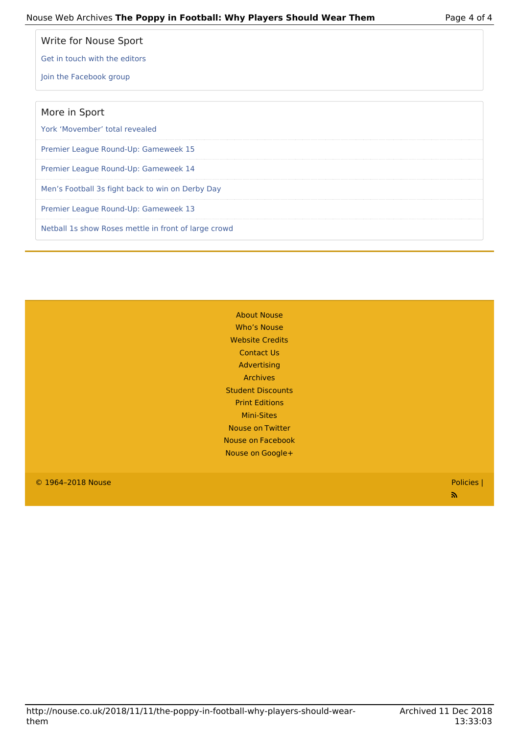## Write for Nouse Sport

Get in touch with the editors

Join the Facebook group

## More in Sport

York 'Movember' total revealed

Premier League Round-Up: Gameweek 15

Premier League Round-Up: Gameweek 14

Men's Football 3s fight back to win on Derby Day

Premier League Round-Up: Gameweek 13

Netball 1s show Roses mettle in front of large crowd

About Nouse
Who's Nouse
Website Credits
Contact Us
Advertising
Archives
Student Discounts
Print Editions
Mini-Sites
Nouse on Twitter
Nouse on Facebook
Nouse on Google+

© 1964–2018 Nouse

Policies |